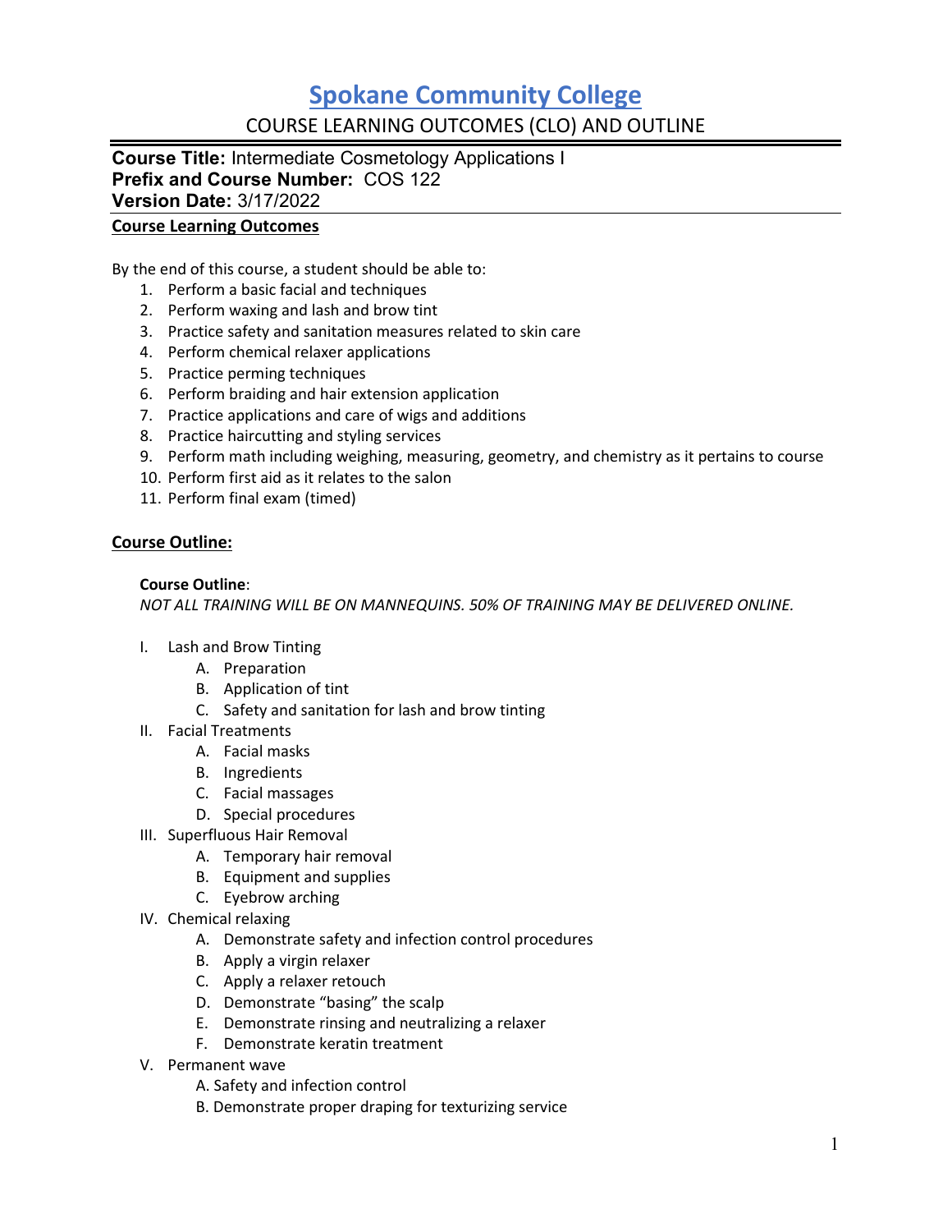# Spokane Community College

## COURSE LEARNING OUTCOMES (CLO) AND OUTLINE

**Course Title:** Intermediate Cosmetology Applications I
**Prefix and Course Number:** COS 122
**Version Date:** 3/17/2022

### Course Learning Outcomes

By the end of this course, a student should be able to:

1. Perform a basic facial and techniques
2. Perform waxing and lash and brow tint
3. Practice safety and sanitation measures related to skin care
4. Perform chemical relaxer applications
5. Practice perming techniques
6. Perform braiding and hair extension application
7. Practice applications and care of wigs and additions
8. Practice haircutting and styling services
9. Perform math including weighing, measuring, geometry, and chemistry as it pertains to course
10. Perform first aid as it relates to the salon
11. Perform final exam (timed)

### Course Outline:

**Course Outline**:
*NOT ALL TRAINING WILL BE ON MANNEQUINS. 50% OF TRAINING MAY BE DELIVERED ONLINE.*

- I. Lash and Brow Tinting
  - A. Preparation
  - B. Application of tint
  - C. Safety and sanitation for lash and brow tinting
- II. Facial Treatments
  - A. Facial masks
  - B. Ingredients
  - C. Facial massages
  - D. Special procedures
- III. Superfluous Hair Removal
  - A. Temporary hair removal
  - B. Equipment and supplies
  - C. Eyebrow arching
- IV. Chemical relaxing
  - A. Demonstrate safety and infection control procedures
  - B. Apply a virgin relaxer
  - C. Apply a relaxer retouch
  - D. Demonstrate "basing" the scalp
  - E. Demonstrate rinsing and neutralizing a relaxer
  - F. Demonstrate keratin treatment
- V. Permanent wave
  - A. Safety and infection control
  - B. Demonstrate proper draping for texturizing service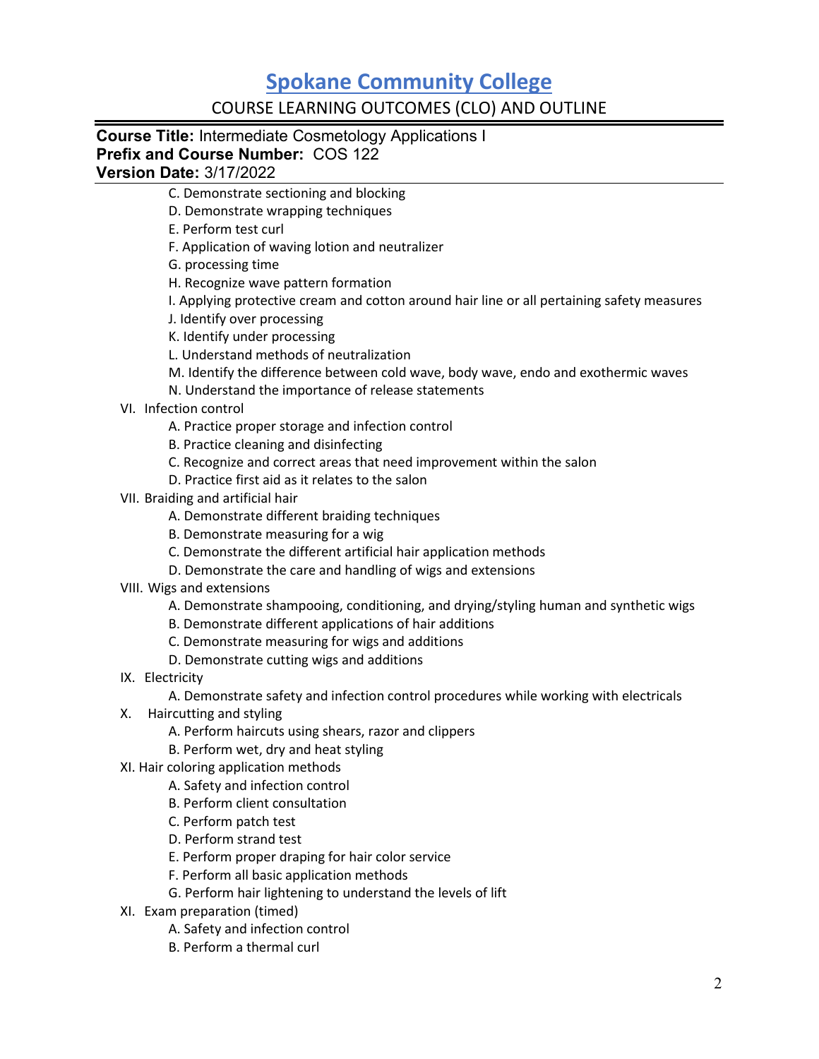C. Demonstrate sectioning and blocking  
D. Demonstrate wrapping techniques  
E. Perform test curl  
F. Application of waving lotion and neutralizer  
G. processing time  
H. Recognize wave pattern formation  
I. Applying protective cream and cotton around hair line or all pertaining safety measures  
J. Identify over processing  
K. Identify under processing  
L. Understand methods of neutralization  
M. Identify the difference between cold wave, body wave, endo and exothermic waves  
N. Understand the importance of release statements

VI. Infection control  
A. Practice proper storage and infection control  
B. Practice cleaning and disinfecting  
C. Recognize and correct areas that need improvement within the salon  
D. Practice first aid as it relates to the salon

VII. Braiding and artificial hair  
A. Demonstrate different braiding techniques  
B. Demonstrate measuring for a wig  
C. Demonstrate the different artificial hair application methods  
D. Demonstrate the care and handling of wigs and extensions

VIII. Wigs and extensions  
A. Demonstrate shampooing, conditioning, and drying/styling human and synthetic wigs  
B. Demonstrate different applications of hair additions  
C. Demonstrate measuring for wigs and additions  
D. Demonstrate cutting wigs and additions

IX. Electricity  
A. Demonstrate safety and infection control procedures while working with electricals

X. Haircutting and styling  
A. Perform haircuts using shears, razor and clippers  
B. Perform wet, dry and heat styling

XI. Hair coloring application methods  
A. Safety and infection control  
B. Perform client consultation  
C. Perform patch test  
D. Perform strand test  
E. Perform proper draping for hair color service  
F. Perform all basic application methods  
G. Perform hair lightening to understand the levels of lift

XI. Exam preparation (timed)  
A. Safety and infection control  
B. Perform a thermal curl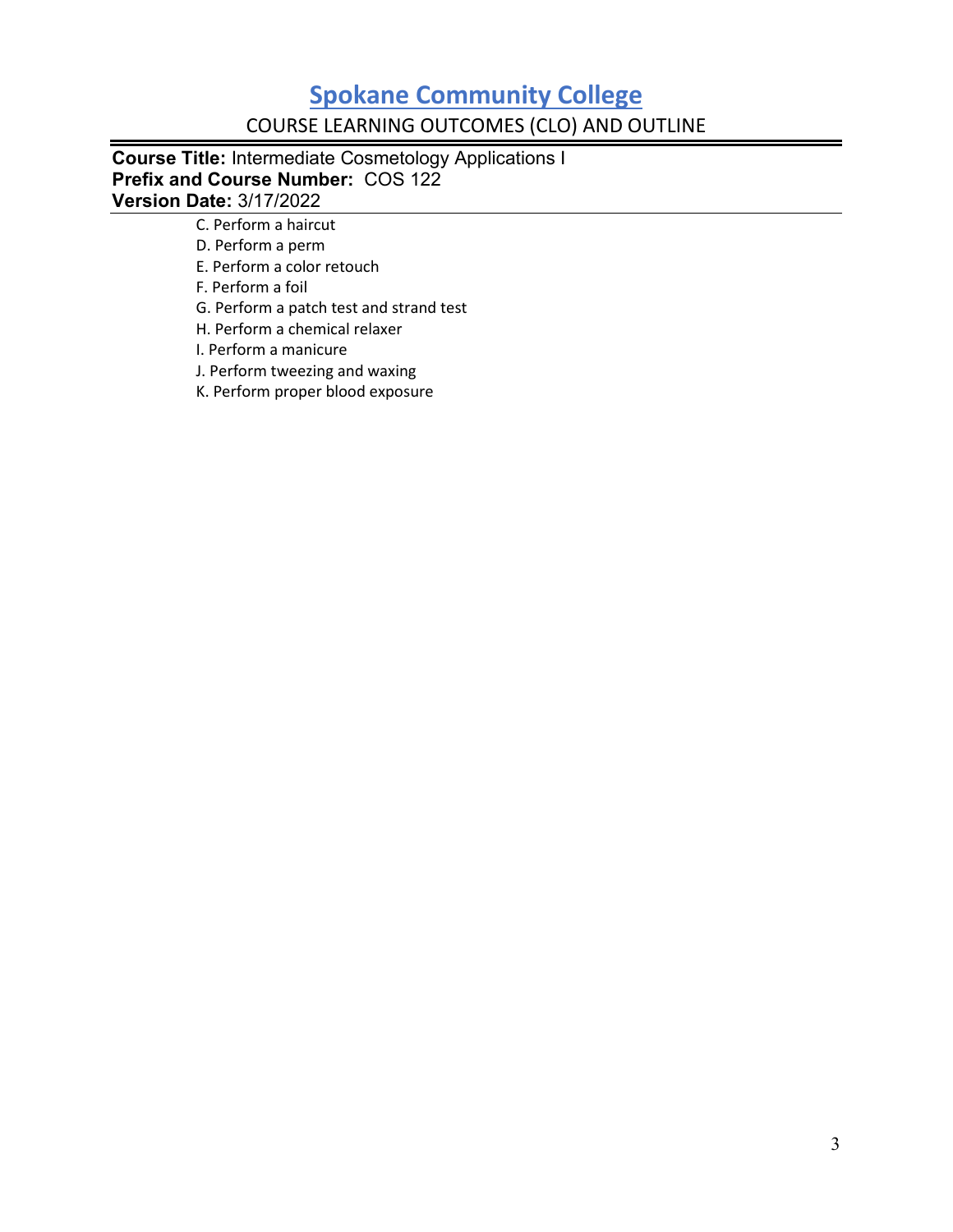C. Perform a haircut

D. Perform a perm

E. Perform a color retouch

F. Perform a foil

G. Perform a patch test and strand test

H. Perform a chemical relaxer

I. Perform a manicure

J. Perform tweezing and waxing

K. Perform proper blood exposure